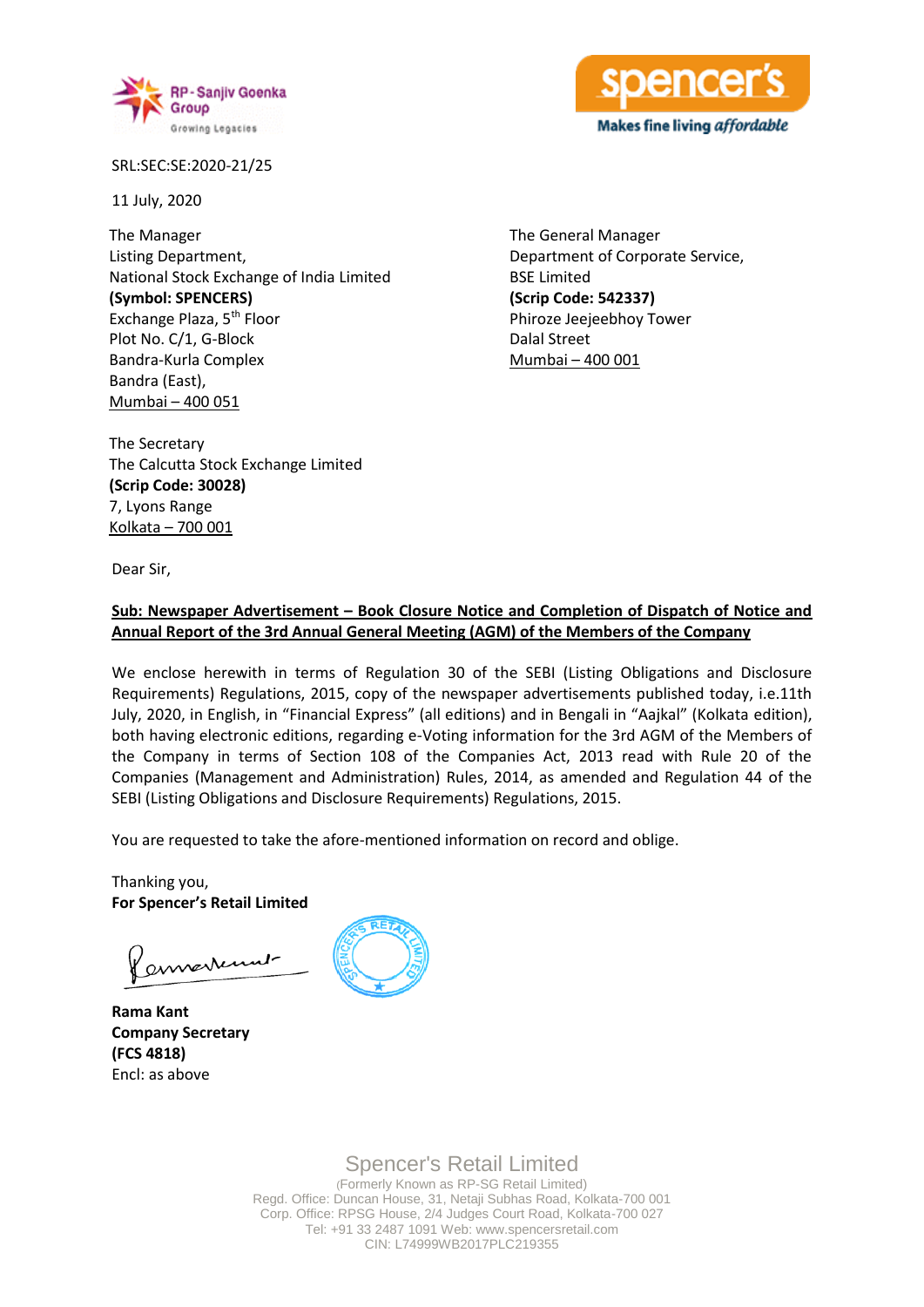SRL:SEC:SE:2020-21/25

11 July, 2020

The Manager
Listing Department,
National Stock Exchange of India Limited
**(Symbol: SPENCERS)**
Exchange Plaza, 5th Floor
Plot No. C/1, G-Block
Bandra-Kurla Complex
Bandra (East),
Mumbai – 400 051

The General Manager
Department of Corporate Service,
BSE Limited
**(Scrip Code: 542337)**
Phiroze Jeejeebhoy Tower
Dalal Street
Mumbai – 400 001

The Secretary
The Calcutta Stock Exchange Limited
**(Scrip Code: 30028)**
7, Lyons Range
Kolkata – 700 001

Dear Sir,

**Sub: Newspaper Advertisement – Book Closure Notice and Completion of Dispatch of Notice and Annual Report of the 3rd Annual General Meeting (AGM) of the Members of the Company**

We enclose herewith in terms of Regulation 30 of the SEBI (Listing Obligations and Disclosure Requirements) Regulations, 2015, copy of the newspaper advertisements published today, i.e.11th July, 2020, in English, in "Financial Express" (all editions) and in Bengali in "Aajkal" (Kolkata edition), both having electronic editions, regarding e-Voting information for the 3rd AGM of the Members of the Company in terms of Section 108 of the Companies Act, 2013 read with Rule 20 of the Companies (Management and Administration) Rules, 2014, as amended and Regulation 44 of the SEBI (Listing Obligations and Disclosure Requirements) Regulations, 2015.

You are requested to take the afore-mentioned information on record and oblige.

Thanking you,
**For Spencer's Retail Limited**

**Rama Kant**
**Company Secretary**
**(FCS 4818)**
Encl: as above

Spencer's Retail Limited
(Formerly Known as RP-SG Retail Limited)
Regd. Office: Duncan House, 31, Netaji Subhas Road, Kolkata-700 001
Corp. Office: RPSG House, 2/4 Judges Court Road, Kolkata-700 027
Tel: +91 33 2487 1091 Web: www.spencersretail.com
CIN: L74999WB2017PLC219355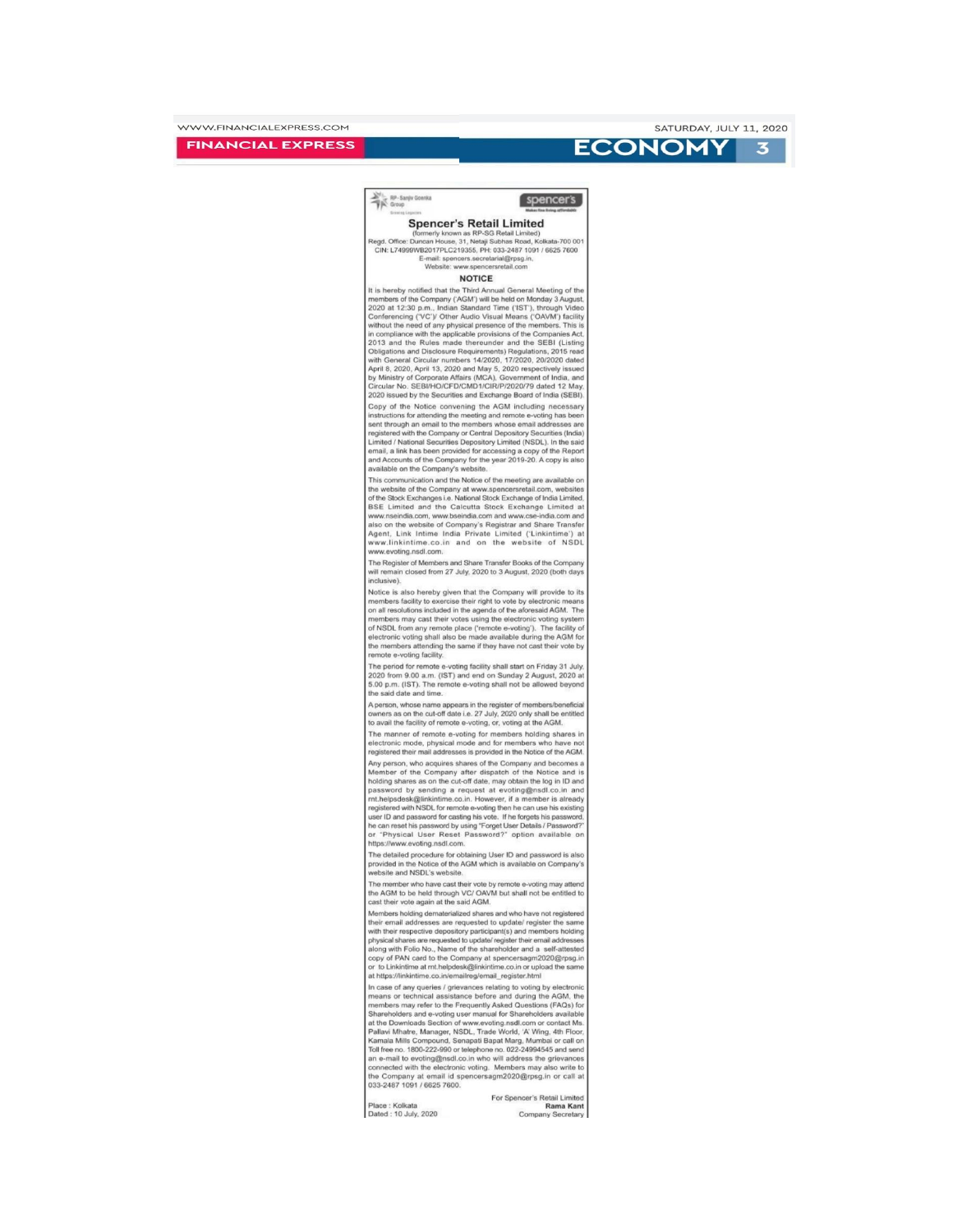RP - Sanjiv Goenka Group

spencer's

# Spencer's Retail Limited

(formerly known as RP-SG Retail Limited)

Regd. Office: Duncan House, 31, Netaji Subhas Road, Kolkata-700 001

CIN: L74999WB2017PLC219355, PH: 033-2487 1091 / 6625 7600

E-mail: spencers.secretarial@rpsg.in,

Website: www.spencersretail.com

## NOTICE

It is hereby notified that the Third Annual General Meeting of the members of the Company ('AGM') will be held on Monday 3 August, 2020 at 12:30 p.m., Indian Standard Time ('IST'), through Video Conferencing ('VC')/ Other Audio Visual Means ('OAVM') facility without the need of any physical presence of the members. This is in compliance with the applicable provisions of the Companies Act, 2013 and the Rules made thereunder and the SEBI (Listing Obligations and Disclosure Requirements) Regulations, 2015 read with General Circular numbers 14/2020, 17/2020, 20/2020 dated April 8, 2020, April 13, 2020 and May 5, 2020 respectively issued by Ministry of Corporate Affairs (MCA), Government of India, and Circular No. SEBI/HO/CFD/CMD1/CIR/P/2020/79 dated 12 May, 2020 issued by the Securities and Exchange Board of India (SEBI).

Copy of the Notice convening the AGM including necessary instructions for attending the meeting and remote e-voting has been sent through an email to the members whose email addresses are registered with the Company or Central Depository Securities (India) Limited / National Securities Depository Limited (NSDL). In the said email, a link has been provided for accessing a copy of the Report and Accounts of the Company for the year 2019-20. A copy is also available on the Company's website.

This communication and the Notice of the meeting are available on the website of the Company at www.spencersretail.com, websites of the Stock Exchanges i.e. National Stock Exchange of India Limited, BSE Limited and the Calcutta Stock Exchange Limited at www.nseindia.com, www.bseindia.com and www.cse-india.com and also on the website of Company's Registrar and Share Transfer Agent, Link Intime India Private Limited ('Linkintime') at www.linkintime.co.in and on the website of NSDL www.evoting.nsdl.com.

The Register of Members and Share Transfer Books of the Company will remain closed from 27 July, 2020 to 3 August, 2020 (both days inclusive).

Notice is also hereby given that the Company will provide to its members facility to exercise their right to vote by electronic means on all resolutions included in the agenda of the aforesaid AGM. The members may cast their votes using the electronic voting system of NSDL from any remote place ('remote e-voting'). The facility of electronic voting shall also be made available during the AGM for the members attending the same if they have not cast their vote by remote e-voting facility.

The period for remote e-voting facility shall start on Friday 31 July, 2020 from 9.00 a.m. (IST) and end on Sunday 2 August, 2020 at 5.00 p.m. (IST). The remote e-voting shall not be allowed beyond the said date and time.

A person, whose name appears in the register of members/beneficial owners as on the cut-off date i.e. 27 July, 2020 only shall be entitled to avail the facility of remote e-voting, or, voting at the AGM.

The manner of remote e-voting for members holding shares in electronic mode, physical mode and for members who have not registered their mail addresses is provided in the Notice of the AGM.

Any person, who acquires shares of the Company and becomes a Member of the Company after dispatch of the Notice and is holding shares as on the cut-off date, may obtain the log in ID and password by sending a request at evoting@nsdl.co.in and rnt.helpsdesk@linkintime.co.in. However, if a member is already registered with NSDL for remote e-voting then he can use his existing user ID and password for casting his vote. If he forgets his password, he can reset his password by using "Forget User Details / Password?" or "Physical User Reset Password?" option available on https://www.evoting.nsdl.com.

The detailed procedure for obtaining User ID and password is also provided in the Notice of the AGM which is available on Company's website and NSDL's website.

The member who have cast their vote by remote e-voting may attend the AGM to be held through VC/ OAVM but shall not be entitled to cast their vote again at the said AGM.

Members holding dematerialized shares and who have not registered their email addresses are requested to update/ register the same with their respective depository participant(s) and members holding physical shares are requested to update/ register their email addresses along with Folio No., Name of the shareholder and a self-attested copy of PAN card to the Company at spencersagm2020@rpsg.in or to Linkintime at rnt.helpdesk@linkintime.co.in or upload the same at https://linkintime.co.in/emailreg/email_register.html

In case of any queries / grievances relating to voting by electronic means or technical assistance before and during the AGM, the members may refer to the Frequently Asked Questions (FAQs) for Shareholders and e-voting user manual for Shareholders available at the Downloads Section of www.evoting.nsdl.com or contact Ms. Pallavi Mhatre, Manager, NSDL, Trade World, 'A' Wing, 4th Floor, Kamala Mills Compound, Senapati Bapat Marg, Mumbai or call on Toll free no. 1800-222-990 or telephone no. 022-24994545 and send an e-mail to evoting@nsdl.co.in who will address the grievances connected with the electronic voting. Members may also write to the Company at email id spencersagm2020@rpsg.in or call at 033-2487 1091 / 6625 7600.

For Spencer's Retail Limited

**Rama Kant**

Company Secretary

Place : Kolkata

Dated : 10 July, 2020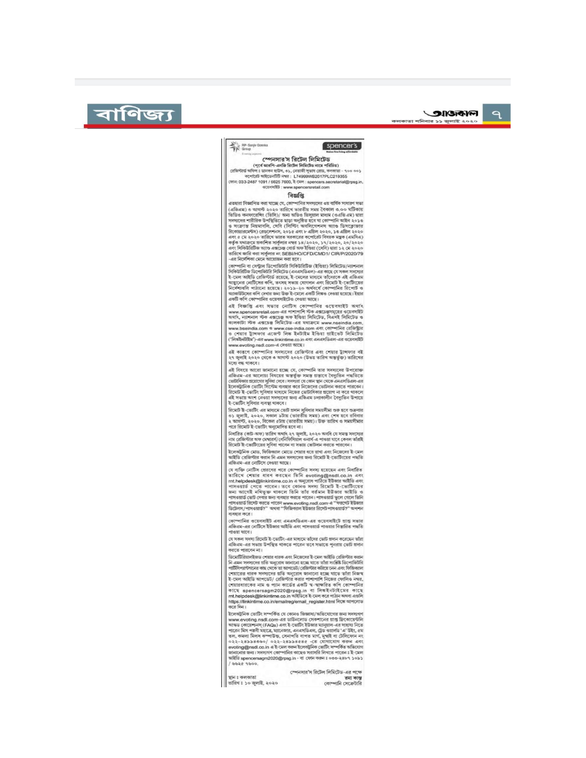# বাণিজ্য

RP-Sanjiv Goenka Group
Growing Legacies

spencer's
Makes Fine Living Affordable

## স্পেনসার'স রিটেল লিমিটেড

(পূর্বে আরপি-এসজি রিটেল লিমিটেড নামে পরিচিত)

রেজিস্টার্ড অফিস : ডানকান হাউস, ৩১, নেতাজী সুভাষ রোড, কলকাতা - ৭০০ ০০১
কর্পোরেট আইডেনটিটি নম্বর : L74999WB2017PLC219355
ফোন: 033-2487 1091 / 6625 7600, ই-মেল : spencers.secretarial@rpsg.in,
ওয়েবসাইট : www.spencersretail.com

### বিজ্ঞপ্তি

এতদ্বারা বিজ্ঞাপিত করা যাচ্ছে যে, কোম্পানির সদস্যদের ৩য় বার্ষিক সাধারণ সভা (এজিএম) ৩ আগস্ট ২০২০ তারিখে ভারতীয় সময় বৈকাল ৩.০০ ঘটিকায় ভিডিও কনফারেন্সিং (ভিসি)/ অন্য অডিও ভিসুয়াল মাধ্যম (ওএভিএম) দ্বারা সদস্যদের শারীরিক উপস্থিতিতে ছাড়া অনুষ্ঠিত হবে যা কোম্পানি আইন ২০১৩ ও সংক্রান্ত নিয়মাবলি, সেবি (লিস্টিং অবলিগেশনস অ্যান্ড ডিসক্লোজার রিকোয়ারমেন্টস) রেগুলেশনস, ২০১৫ এবং ৮ এপ্রিল ২০২০, ১৩ এপ্রিল ২০২০ এবং ৫ মে ২০২০ তারিখে ভারত সরকারের কর্পোরেট বিষয়ক মন্ত্রক (এমসিএ) কর্তৃক যথাক্রমে প্রকাশিত সার্কুলার নম্বর ১৪/২০২০, ১৭/২০২০, ২০/২০২০ এবং সিকিউরিটিজ অ্যান্ড এক্সচেঞ্জ বোর্ড অফ ইন্ডিয়া (সেবি) দ্বারা ১২ মে ২০২০ তারিখে জারি করা সার্কুলার নং SEBI/HO/CFD/CMD1/ CIR/P/2020/79 -এর নির্দেশিকা মেনে আয়োজন করা হবে।

কোম্পানি বা সেন্ট্রাল ডিপোজিটরি সিকিউরিটিজ (ইন্ডিয়া) লিমিটেড/ন্যাশনাল সিকিউরিটিজ ডিপোজিটরি লিমিটেড (এনএসডিএল)-এর কাছে যে সকল সদস্যের ই-মেল আইডি রেজিস্টার্ড রয়েছে, ই-মেলের মাধ্যমে তাঁদেরকে এই এজিএম আহ্বানের নোটিসের কপি, তৎসহ সভায় যোগদান এবং রিমোট ই-ভোটিংয়ের নির্দেশাবলি পাঠানো হয়েছে। ২০১৯-২০ অর্থবর্ষে কোম্পানির রিপোর্ট ও অ্যাকাউন্টসের কপি দেখার জন্য উক্ত ই-মেলে একটি লিঙ্ক দেওয়া হয়েছে। ইহার একটি কপি কোম্পানির ওয়েবসাইটেও দেওয়া আছে।

এই বিজ্ঞপ্তি এবং সভার নোটিস কোম্পানির ওয়েবসাইট অর্থাৎ www.spencersretail.com-এর পাশাপাশি স্টক এক্সচেঞ্জসমূহের ওয়েবসাইট অর্থাৎ, ন্যাশনাল স্টক এক্সচেঞ্জ অফ ইন্ডিয়া লিমিটেড, বিএসই লিমিটেড ও ক্যালকাটা স্টক এক্সচেঞ্জ লিমিটেড-এর যথাক্রমে www.nseindia.com, www.bseindia.com ও www.cse-india.com এবং কোম্পানির রেজিস্ট্রার ও শেয়ার ট্রান্সফার এজেন্ট লিঙ্ক ইনটাইম ইন্ডিয়া প্রাইভেট লিমিটেড ("লিঙ্কইনটাইম")-এর www.linkintime.co.in এবং এনএসডিএল-এর ওয়েবসাইট www.evoting.nsdl.com-এ দেওয়া আছে।

এই কারণে কোম্পানির সদস্যদের রেজিস্টার এবং শেয়ার ট্রান্সফার বই ২৭ জুলাই ২০২০ থেকে ৩ আগস্ট ২০২০ (উভয় তারিখ অন্তর্ভুক্ত) তারিখের মধ্যে বন্ধ থাকবে।

এই বিষয়ে আরো জানানো হচ্ছে যে, কোম্পানি তার সদস্যদের উপরোক্ত এজিএম-এর আলোচ্য বিষয়ের অন্তর্ভুক্ত সমস্ত প্রস্তাবে বৈদ্যুতিন পদ্ধতিতে ভোটাধিকার প্রয়োগের সুবিধা দেবে। সদস্যরা যে কোন স্থান থেকে এনএসডিএল-এর ইলেকট্রনিক ভোটিং সিস্টেম ব্যবহার করে নিজেদের ভোটদান করতে পারবেন। রিমোট ই-ভোটিং সুবিধার মাধ্যমে নিজের ভোটাধিকার প্রয়োগ না করে থাকলে এই সভায় অংশ নেওয়া সদস্যদের জন্য এজিএম চলাকালীন বৈদ্যুতিন উপায়ে ই-ভোটিং সুবিধার ব্যবস্থা থাকবে।

রিমোট ই-ভোটিং এর মাধ্যমে ভোট প্রদান সুবিধার সময়সীমা শুরু হবে শুক্রবার ৩১ জুলাই, ২০২০, সকাল ৯টায় (ভারতীয় সময়) এবং শেষ হবে রবিবার ২ আগস্ট, ২০২০, বিকেল ৫টায় (ভারতীয় সময়)। উক্ত তারিখ ও সময়সীমার পরে রিমোট ই-ভোটিং অনুমোদিত হবে না।

নির্ধারিত (কাট-অফ) তারিখ অর্থাৎ ২৭ জুলাই, ২০২০ অবধি যে সমস্ত সদস্যের নাম রেজিস্টার অফ মেম্বারস/ বেনিফিসিয়াল ওনারস-এ পাওয়া যাবে কেবল তাঁরাই রিমোট ই-ভোটিংয়ের সুবিধা পাবেন বা সভায় ভোটদান করতে পারবেন।

ইলেকট্রনিক মোড, ফিজিক্যাল মোডে শেয়ার ধরে রাখা এবং নিজেদের ই-মেল আইডি রেজিস্টার করান নি এমন সদস্যদের জন্য রিমোট ই-ভোটিংয়ের পদ্ধতি এজিএম-এর নোটিসে দেওয়া আছে।

যে ব্যক্তি নোটিস প্রেরণের পরে কোম্পানির সদস্য হয়েছেন এবং নির্ধারিত তারিখে শেয়ার ধারণ করছেন তিনি evoting@nsdl.co.in এবং rnt.helpdesk@linkintime.co.in এ অনুরোধ পাঠিয়ে ইউজার আইডি এবং পাসওয়ার্ড পেতে পারেন। তবে কোনও সদস্য রিমোট ই-ভোটিংয়ের জন্য আগেই নথিভুক্ত থাকলে তিনি তাঁর বর্তমান ইউজার আইডি ও পাসওয়ার্ড ভোট দেবার জন্য ব্যবহার করতে পারেন। পাসওয়ার্ড ভুলে গেলে তিনি পাসওয়ার্ড রিসেট করতে পারেন www.evoting.nsdl.com-এ "ফরগেট ইউজার ডিটেলস/পাসওয়ার্ড?" অথবা "ফিজিক্যাল ইউজার রিসেট পাসওয়ার্ড?" অপশন ব্যবহার করে।

কোম্পানির ওয়েবসাইট এবং এনএসডিএল-এর ওয়েবসাইটে প্রাপ্ত সভার এজিএম-এর নোটিসে ইউজার আইডি এবং পাসওয়ার্ড পাওয়ার বিস্তারিত পদ্ধতি পাওয়া যাবে।

যে সকল সদস্য রিমোট ই-ভোটিং-এর মাধ্যমে তাঁদের ভোট প্রদান করেছেন তাঁরা এজিএম-এর সভায় উপস্থিত থাকতে পারেন তবে সভাতে পুনরায় ভোট প্রদান করতে পারবেন না।

ডিমেটিরিয়ালাইজড শেয়ার ধারক এবং নিজেদের ই-মেল আইডি রেজিস্টার করান নি এমন সদস্যদের প্রতি অনুরোধ জানানো হচ্ছে যাতে তাঁরা সংশ্লিষ্ট ডিপোজিটরি পার্টিসিপ্যান্টগনের কাছ থেকে তা আপডেট/ রেজিস্টার করিয়ে নেন এবং ফিজিক্যাল শেয়ারের ধারক সদস্যদের প্রতি অনুরোধ জানানো হচ্ছে যাতে তাঁরা নিজস্ব ই-মেল আইডি আপডেট/ রেজিস্টার করার পাশাপাশি নিজের ফোলিও নম্বর, শেয়ারধারকের নাম ও প্যান কার্ডের একটি স্ব-স্বাক্ষরিত কপি কোম্পানির কাছে spencersagm2020@rpsg.in বা লিঙ্কইনটাইমের কাছে rnt.helpdesk@linkintime.co.in আইডিতে ই-মেল করে পাঠান অথবা এগুলি https://linkintime.co.in/emailreg/email_register.html লিঙ্কে আপলোড করে দিন।

ইলেকট্রনিক ভোটিং সম্পর্কিত যে কোনও জিজ্ঞাসা/অভিযোগের জন্য সদস্যগণ www.evoting.nsdl.com-এর ডাউনলোড সেকশানের প্রাপ্ত ফ্রিকোয়েন্টলি আস্কড কোয়েশ্চনস (FAQs) এবং ই-ভোটিং ইউজার ম্যানুয়াল-এর সাহায্য নিতে পারেন মিস পল্লবী মহাত্রে, ম্যানেজার, এনএসডিএল, ট্রেড ওয়ার্ল্ড 'এ' উইং, ৪র্থ তল, কমলা মিলস কম্পাউন্ড, সেনাপতি বাপত মার্গ, মুম্বাই বা টেলিফোন নং ০২২-২৪৯৯৪৩৬০/ ০২২-২৪৯৯৪৫৪৫ -তে যোগাযোগ করুন এবং evoting@nsdl.co.in এ ই-মেল করুন ইলেকট্রনিক ভোটিং সম্পর্কিত অভিযোগ জানানোর জন্য। সদস্যগণ কোম্পানির কাছেও সরাসরি লিখতে পারেন : ই-মেল আইডি spencersagm2020@rpsg.in - বা ফোন করুন : ০৩৩-২৪৮৭ ১০৯১ / ৬৬২৫ ৭৬০০.

স্পেনসার'স রিটেল লিমিটেড-এর পক্ষে
**রমা কান্ত**
কোম্পানি সেক্রেটারি

স্থান : কলকাতা
তারিখ : ১০ জুলাই, ২০২০